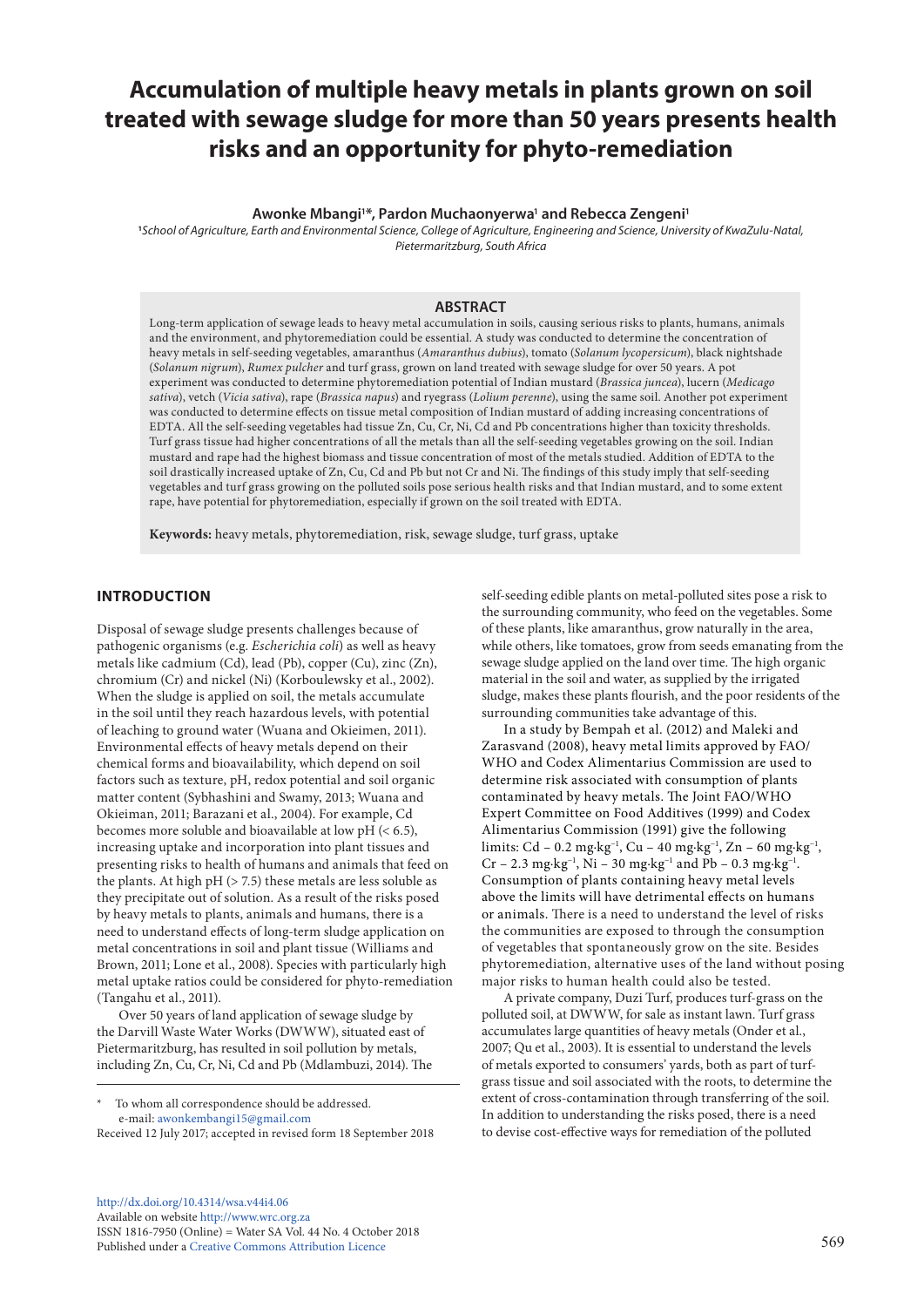# Accumulation of multiple heavy metals in plants grown on soil treated with sewage sludge for more than 50 years presents health risks and an opportunity for phyto-remediation

**Awonke Mbangi[1]\*, Pardon Muchaonyerwa[1] and Rebecca Zengeni[1]**

[1]*School of Agriculture, Earth and Environmental Science, College of Agriculture, Engineering and Science, University of KwaZulu-Natal, Pietermaritzburg, South Africa*

## ABSTRACT

Long-term application of sewage leads to heavy metal accumulation in soils, causing serious risks to plants, humans, animals and the environment, and phytoremediation could be essential. A study was conducted to determine the concentration of heavy metals in self-seeding vegetables, amaranthus (*Amaranthus dubius*), tomato (*Solanum lycopersicum*), black nightshade (*Solanum nigrum*), *Rumex pulcher* and turf grass, grown on land treated with sewage sludge for over 50 years. A pot experiment was conducted to determine phytoremediation potential of Indian mustard (*Brassica juncea*), lucern (*Medicago sativa*), vetch (*Vicia sativa*), rape (*Brassica napus*) and ryegrass (*Lolium perenne*), using the same soil. Another pot experiment was conducted to determine effects on tissue metal composition of Indian mustard of adding increasing concentrations of EDTA. All the self-seeding vegetables had tissue Zn, Cu, Cr, Ni, Cd and Pb concentrations higher than toxicity thresholds. Turf grass tissue had higher concentrations of all the metals than all the self-seeding vegetables growing on the soil. Indian mustard and rape had the highest biomass and tissue concentration of most of the metals studied. Addition of EDTA to the soil drastically increased uptake of Zn, Cu, Cd and Pb but not Cr and Ni. The findings of this study imply that self-seeding vegetables and turf grass growing on the polluted soils pose serious health risks and that Indian mustard, and to some extent rape, have potential for phytoremediation, especially if grown on the soil treated with EDTA.

**Keywords:** heavy metals, phytoremediation, risk, sewage sludge, turf grass, uptake

## INTRODUCTION

Disposal of sewage sludge presents challenges because of pathogenic organisms (e.g. *Escherichia coli*) as well as heavy metals like cadmium (Cd), lead (Pb), copper (Cu), zinc (Zn), chromium (Cr) and nickel (Ni) (Korboulewsky et al., 2002). When the sludge is applied on soil, the metals accumulate in the soil until they reach hazardous levels, with potential of leaching to ground water (Wuana and Okieimen, 2011). Environmental effects of heavy metals depend on their chemical forms and bioavailability, which depend on soil factors such as texture, pH, redox potential and soil organic matter content (Sybhashini and Swamy, 2013; Wuana and Okieiman, 2011; Barazani et al., 2004). For example, Cd becomes more soluble and bioavailable at low pH (< 6.5), increasing uptake and incorporation into plant tissues and presenting risks to health of humans and animals that feed on the plants. At high pH (> 7.5) these metals are less soluble as they precipitate out of solution. As a result of the risks posed by heavy metals to plants, animals and humans, there is a need to understand effects of long-term sludge application on metal concentrations in soil and plant tissue (Williams and Brown, 2011; Lone et al., 2008). Species with particularly high metal uptake ratios could be considered for phyto-remediation (Tangahu et al., 2011).

Over 50 years of land application of sewage sludge by the Darvill Waste Water Works (DWWW), situated east of Pietermaritzburg, has resulted in soil pollution by metals, including Zn, Cu, Cr, Ni, Cd and Pb (Mdlambuzi, 2014). The self-seeding edible plants on metal-polluted sites pose a risk to the surrounding community, who feed on the vegetables. Some of these plants, like amaranthus, grow naturally in the area, while others, like tomatoes, grow from seeds emanating from the sewage sludge applied on the land over time. The high organic material in the soil and water, as supplied by the irrigated sludge, makes these plants flourish, and the poor residents of the surrounding communities take advantage of this.

In a study by Bempah et al. (2012) and Maleki and Zarasvand (2008), heavy metal limits approved by FAO/WHO and Codex Alimentarius Commission are used to determine risk associated with consumption of plants contaminated by heavy metals. The Joint FAO/WHO Expert Committee on Food Additives (1999) and Codex Alimentarius Commission (1991) give the following limits: Cd – 0.2 $mg \cdot kg^{-1}$, Cu – 40 $mg \cdot kg^{-1}$, Zn – 60 $mg \cdot kg^{-1}$, Cr – 2.3 $mg \cdot kg^{-1}$, Ni – 30 $mg \cdot kg^{-1}$ and Pb – 0.3 $mg \cdot kg^{-1}$. Consumption of plants containing heavy metal levels above the limits will have detrimental effects on humans or animals. There is a need to understand the level of risks the communities are exposed to through the consumption of vegetables that spontaneously grow on the site. Besides phytoremediation, alternative uses of the land without posing major risks to human health could also be tested.

A private company, Duzi Turf, produces turf-grass on the polluted soil, at DWWW, for sale as instant lawn. Turf grass accumulates large quantities of heavy metals (Onder et al., 2007; Qu et al., 2003). It is essential to understand the levels of metals exported to consumers' yards, both as part of turf-grass tissue and soil associated with the roots, to determine the extent of cross-contamination through transferring of the soil. In addition to understanding the risks posed, there is a need to devise cost-effective ways for remediation of the polluted

\* To whom all correspondence should be addressed.
e-mail: awonkembangi15@gmail.com

Received 12 July 2017; accepted in revised form 18 September 2018

http://dx.doi.org/10.4314/wsa.v44i4.06
Available on website http://www.wrc.org.za
ISSN 1816-7950 (Online) = Water SA Vol. 44 No. 4 October 2018
Published under a Creative Commons Attribution Licence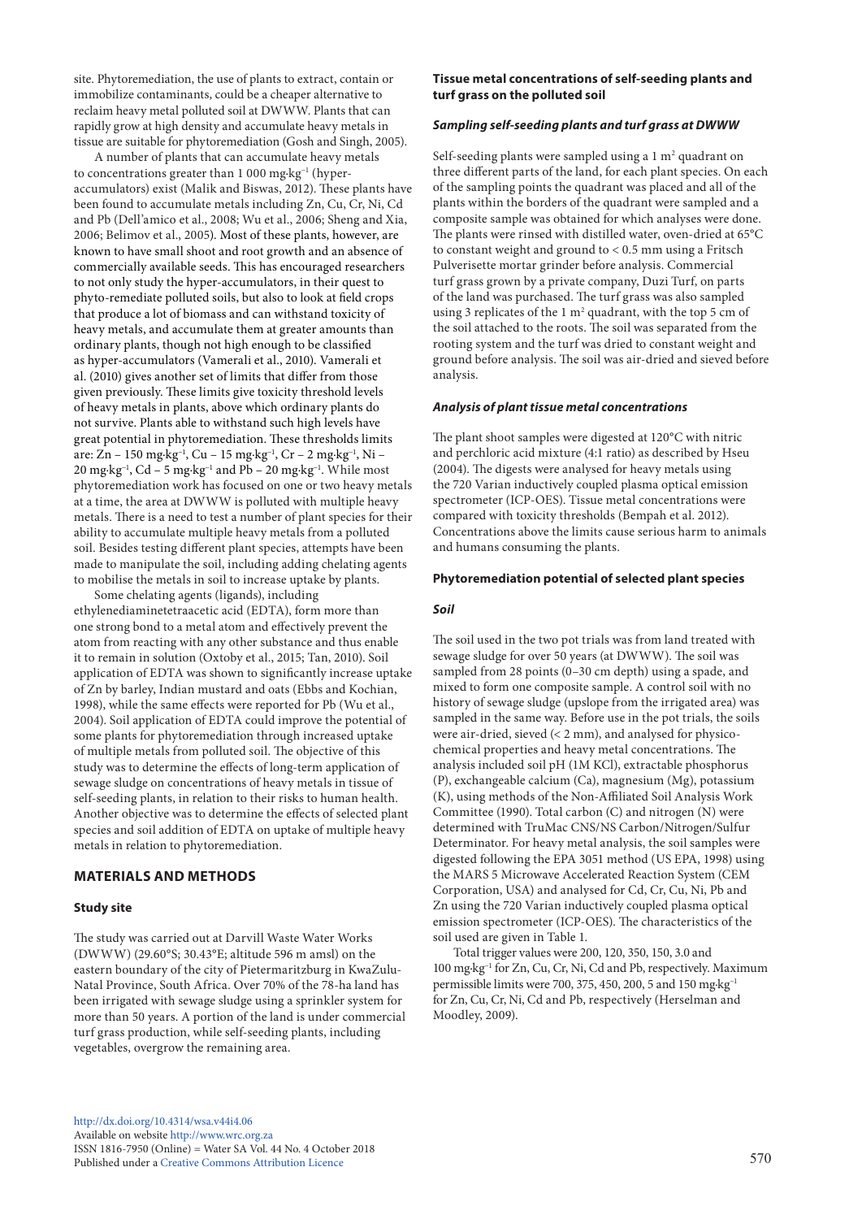site. Phytoremediation, the use of plants to extract, contain or immobilize contaminants, could be a cheaper alternative to reclaim heavy metal polluted soil at DWWW. Plants that can rapidly grow at high density and accumulate heavy metals in tissue are suitable for phytoremediation (Gosh and Singh, 2005).

A number of plants that can accumulate heavy metals to concentrations greater than 1 000 mg·kg$^{-1}$ (hyper-accumulators) exist (Malik and Biswas, 2012). These plants have been found to accumulate metals including Zn, Cu, Cr, Ni, Cd and Pb (Dell'amico et al., 2008; Wu et al., 2006; Sheng and Xia, 2006; Belimov et al., 2005). Most of these plants, however, are known to have small shoot and root growth and an absence of commercially available seeds. This has encouraged researchers to not only study the hyper-accumulators, in their quest to phyto-remediate polluted soils, but also to look at field crops that produce a lot of biomass and can withstand toxicity of heavy metals, and accumulate them at greater amounts than ordinary plants, though not high enough to be classified as hyper-accumulators (Vamerali et al., 2010). Vamerali et al. (2010) gives another set of limits that differ from those given previously. These limits give toxicity threshold levels of heavy metals in plants, above which ordinary plants do not survive. Plants able to withstand such high levels have great potential in phytoremediation. These thresholds limits are: Zn – 150 mg·kg$^{-1}$, Cu – 15 mg·kg$^{-1}$, Cr – 2 mg·kg$^{-1}$, Ni – 20 mg·kg$^{-1}$, Cd – 5 mg·kg$^{-1}$ and Pb – 20 mg·kg$^{-1}$. While most phytoremediation work has focused on one or two heavy metals at a time, the area at DWWW is polluted with multiple heavy metals. There is a need to test a number of plant species for their ability to accumulate multiple heavy metals from a polluted soil. Besides testing different plant species, attempts have been made to manipulate the soil, including adding chelating agents to mobilise the metals in soil to increase uptake by plants.

Some chelating agents (ligands), including ethylenediaminetetraacetic acid (EDTA), form more than one strong bond to a metal atom and effectively prevent the atom from reacting with any other substance and thus enable it to remain in solution (Oxtoby et al., 2015; Tan, 2010). Soil application of EDTA was shown to significantly increase uptake of Zn by barley, Indian mustard and oats (Ebbs and Kochian, 1998), while the same effects were reported for Pb (Wu et al., 2004). Soil application of EDTA could improve the potential of some plants for phytoremediation through increased uptake of multiple metals from polluted soil. The objective of this study was to determine the effects of long-term application of sewage sludge on concentrations of heavy metals in tissue of self-seeding plants, in relation to their risks to human health. Another objective was to determine the effects of selected plant species and soil addition of EDTA on uptake of multiple heavy metals in relation to phytoremediation.

## MATERIALS AND METHODS

### Study site

The study was carried out at Darvill Waste Water Works (DWWW) (29.60°S; 30.43°E; altitude 596 m amsl) on the eastern boundary of the city of Pietermaritzburg in KwaZulu-Natal Province, South Africa. Over 70% of the 78-ha land has been irrigated with sewage sludge using a sprinkler system for more than 50 years. A portion of the land is under commercial turf grass production, while self-seeding plants, including vegetables, overgrow the remaining area.

### Tissue metal concentrations of self-seeding plants and turf grass on the polluted soil

#### *Sampling self-seeding plants and turf grass at DWWW*

Self-seeding plants were sampled using a 1 m$^2$ quadrant on three different parts of the land, for each plant species. On each of the sampling points the quadrant was placed and all of the plants within the borders of the quadrant were sampled and a composite sample was obtained for which analyses were done. The plants were rinsed with distilled water, oven-dried at 65°C to constant weight and ground to < 0.5 mm using a Fritsch Pulverisette mortar grinder before analysis. Commercial turf grass grown by a private company, Duzi Turf, on parts of the land was purchased. The turf grass was also sampled using 3 replicates of the 1 m$^2$ quadrant, with the top 5 cm of the soil attached to the roots. The soil was separated from the rooting system and the turf was dried to constant weight and ground before analysis. The soil was air-dried and sieved before analysis.

#### *Analysis of plant tissue metal concentrations*

The plant shoot samples were digested at 120°C with nitric and perchloric acid mixture (4:1 ratio) as described by Hseu (2004). The digests were analysed for heavy metals using the 720 Varian inductively coupled plasma optical emission spectrometer (ICP-OES). Tissue metal concentrations were compared with toxicity thresholds (Bempah et al. 2012). Concentrations above the limits cause serious harm to animals and humans consuming the plants.

### Phytoremediation potential of selected plant species

#### *Soil*

The soil used in the two pot trials was from land treated with sewage sludge for over 50 years (at DWWW). The soil was sampled from 28 points (0–30 cm depth) using a spade, and mixed to form one composite sample. A control soil with no history of sewage sludge (upslope from the irrigated area) was sampled in the same way. Before use in the pot trials, the soils were air-dried, sieved (< 2 mm), and analysed for physico-chemical properties and heavy metal concentrations. The analysis included soil pH (1M KCl), extractable phosphorus (P), exchangeable calcium (Ca), magnesium (Mg), potassium (K), using methods of the Non-Affiliated Soil Analysis Work Committee (1990). Total carbon (C) and nitrogen (N) were determined with TruMac CNS/NS Carbon/Nitrogen/Sulfur Determinator. For heavy metal analysis, the soil samples were digested following the EPA 3051 method (US EPA, 1998) using the MARS 5 Microwave Accelerated Reaction System (CEM Corporation, USA) and analysed for Cd, Cr, Cu, Ni, Pb and Zn using the 720 Varian inductively coupled plasma optical emission spectrometer (ICP-OES). The characteristics of the soil used are given in Table 1.

Total trigger values were 200, 120, 350, 150, 3.0 and 100 mg·kg$^{-1}$ for Zn, Cu, Cr, Ni, Cd and Pb, respectively. Maximum permissible limits were 700, 375, 450, 200, 5 and 150 mg·kg$^{-1}$ for Zn, Cu, Cr, Ni, Cd and Pb, respectively (Herselman and Moodley, 2009).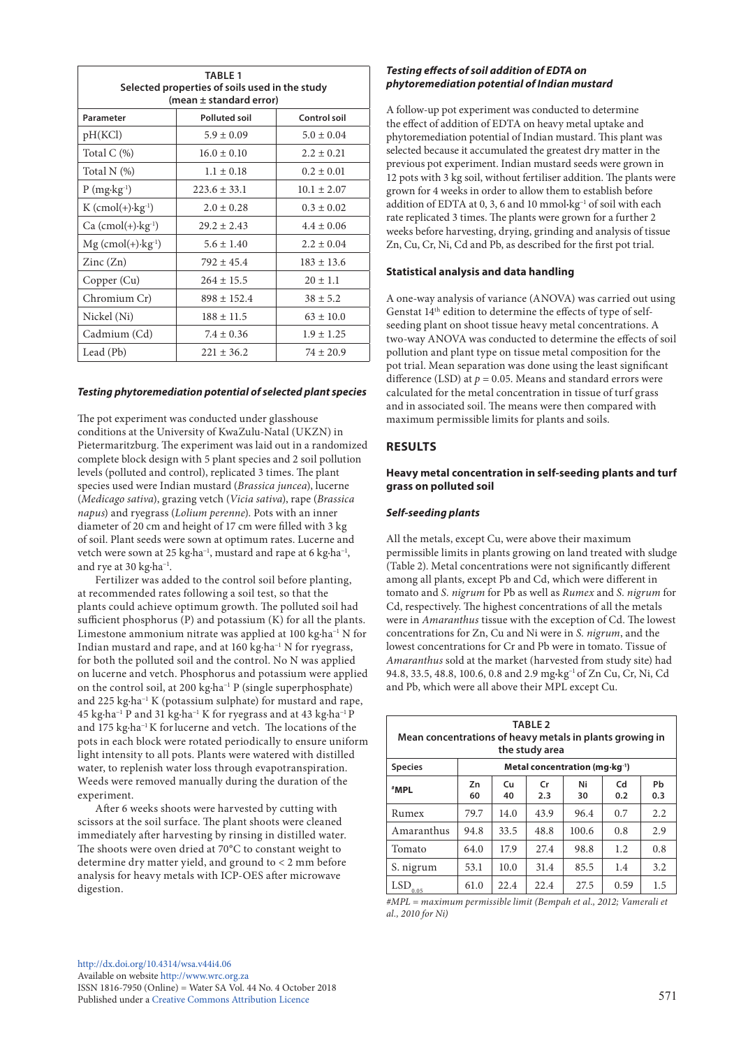**TABLE 1**
**Selected properties of soils used in the study (mean ± standard error)**

| Parameter | Polluted soil | Control soil |
|---|---|---|
| pH(KCl) | 5.9 ± 0.09 | 5.0 ± 0.04 |
| Total C (%) | 16.0 ± 0.10 | 2.2 ± 0.21 |
| Total N (%) | 1.1 ± 0.18 | 0.2 ± 0.01 |
| P ($mg \cdot kg^{-1}$) | 223.6 ± 33.1 | 10.1 ± 2.07 |
| K ($cmol(+) \cdot kg^{-1}$) | 2.0 ± 0.28 | 0.3 ± 0.02 |
| Ca ($cmol(+) \cdot kg^{-1}$) | 29.2 ± 2.43 | 4.4 ± 0.06 |
| Mg ($cmol(+) \cdot kg^{-1}$) | 5.6 ± 1.40 | 2.2 ± 0.04 |
| Zinc (Zn) | 792 ± 45.4 | 183 ± 13.6 |
| Copper (Cu) | 264 ± 15.5 | 20 ± 1.1 |
| Chromium Cr) | 898 ± 152.4 | 38 ± 5.2 |
| Nickel (Ni) | 188 ± 11.5 | 63 ± 10.0 |
| Cadmium (Cd) | 7.4 ± 0.36 | 1.9 ± 1.25 |
| Lead (Pb) | 221 ± 36.2 | 74 ± 20.9 |

### *Testing phytoremediation potential of selected plant species*

The pot experiment was conducted under glasshouse conditions at the University of KwaZulu-Natal (UKZN) in Pietermaritzburg. The experiment was laid out in a randomized complete block design with 5 plant species and 2 soil pollution levels (polluted and control), replicated 3 times. The plant species used were Indian mustard (*Brassica juncea*), lucerne (*Medicago sativa*), grazing vetch (*Vicia sativa*), rape (*Brassica napus*) and ryegrass (*Lolium perenne*). Pots with an inner diameter of 20 cm and height of 17 cm were filled with 3 kg of soil. Plant seeds were sown at optimum rates. Lucerne and vetch were sown at 25 $kg \cdot ha^{-1}$, mustard and rape at 6 $kg \cdot ha^{-1}$, and rye at 30 $kg \cdot ha^{-1}$.

Fertilizer was added to the control soil before planting, at recommended rates following a soil test, so that the plants could achieve optimum growth. The polluted soil had sufficient phosphorus (P) and potassium (K) for all the plants. Limestone ammonium nitrate was applied at 100 $kg \cdot ha^{-1}$ N for Indian mustard and rape, and at 160 $kg \cdot ha^{-1}$ N for ryegrass, for both the polluted soil and the control. No N was applied on lucerne and vetch. Phosphorus and potassium were applied on the control soil, at 200 $kg \cdot ha^{-1}$ P (single superphosphate) and 225 $kg \cdot ha^{-1}$ K (potassium sulphate) for mustard and rape, 45 $kg \cdot ha^{-1}$ P and 31 $kg \cdot ha^{-1}$ K for ryegrass and at 43 $kg \cdot ha^{-1}$ P and 175 $kg \cdot ha^{-1}$ K for lucerne and vetch. The locations of the pots in each block were rotated periodically to ensure uniform light intensity to all pots. Plants were watered with distilled water, to replenish water loss through evapotranspiration. Weeds were removed manually during the duration of the experiment.

After 6 weeks shoots were harvested by cutting with scissors at the soil surface. The plant shoots were cleaned immediately after harvesting by rinsing in distilled water. The shoots were oven dried at 70°C to constant weight to determine dry matter yield, and ground to < 2 mm before analysis for heavy metals with ICP-OES after microwave digestion.

### *Testing effects of soil addition of EDTA on phytoremediation potential of Indian mustard*

A follow-up pot experiment was conducted to determine the effect of addition of EDTA on heavy metal uptake and phytoremediation potential of Indian mustard. This plant was selected because it accumulated the greatest dry matter in the previous pot experiment. Indian mustard seeds were grown in 12 pots with 3 kg soil, without fertiliser addition. The plants were grown for 4 weeks in order to allow them to establish before addition of EDTA at 0, 3, 6 and 10 $mmol \cdot kg^{-1}$ of soil with each rate replicated 3 times. The plants were grown for a further 2 weeks before harvesting, drying, grinding and analysis of tissue Zn, Cu, Cr, Ni, Cd and Pb, as described for the first pot trial.

### Statistical analysis and data handling

A one-way analysis of variance (ANOVA) was carried out using Genstat 14th edition to determine the effects of type of self-seeding plant on shoot tissue heavy metal concentrations. A two-way ANOVA was conducted to determine the effects of soil pollution and plant type on tissue metal composition for the pot trial. Mean separation was done using the least significant difference (LSD) at $p = 0.05$. Means and standard errors were calculated for the metal concentration in tissue of turf grass and in associated soil. The means were then compared with maximum permissible limits for plants and soils.

## RESULTS

### Heavy metal concentration in self-seeding plants and turf grass on polluted soil

### *Self-seeding plants*

All the metals, except Cu, were above their maximum permissible limits in plants growing on land treated with sludge (Table 2). Metal concentrations were not significantly different among all plants, except Pb and Cd, which were different in tomato and *S. nigrum* for Pb as well as *Rumex* and *S. nigrum* for Cd, respectively. The highest concentrations of all the metals were in *Amaranthus* tissue with the exception of Cd. The lowest concentrations for Zn, Cu and Ni were in *S. nigrum*, and the lowest concentrations for Cr and Pb were in tomato. Tissue of *Amaranthus* sold at the market (harvested from study site) had 94.8, 33.5, 48.8, 100.6, 0.8 and 2.9 $mg \cdot kg^{-1}$ of Zn Cu, Cr, Ni, Cd and Pb, which were all above their MPL except Cu.

**TABLE 2**
**Mean concentrations of heavy metals in plants growing in the study area**

| Species | Metal concentration ($mg \cdot kg^{-1}$) | | | | | |
|---|---|---|---|---|---|---|
| #MPL | Zn 60 | Cu 40 | Cr 2.3 | Ni 30 | Cd 0.2 | Pb 0.3 |
| Rumex | 79.7 | 14.0 | 43.9 | 96.4 | 0.7 | 2.2 |
| Amaranthus | 94.8 | 33.5 | 48.8 | 100.6 | 0.8 | 2.9 |
| Tomato | 64.0 | 17.9 | 27.4 | 98.8 | 1.2 | 0.8 |
| S. nigrum | 53.1 | 10.0 | 31.4 | 85.5 | 1.4 | 3.2 |
| $LSD_{0.05}$ | 61.0 | 22.4 | 22.4 | 27.5 | 0.59 | 1.5 |

*#MPL = maximum permissible limit (Bempah et al., 2012; Vamerali et al., 2010 for Ni)*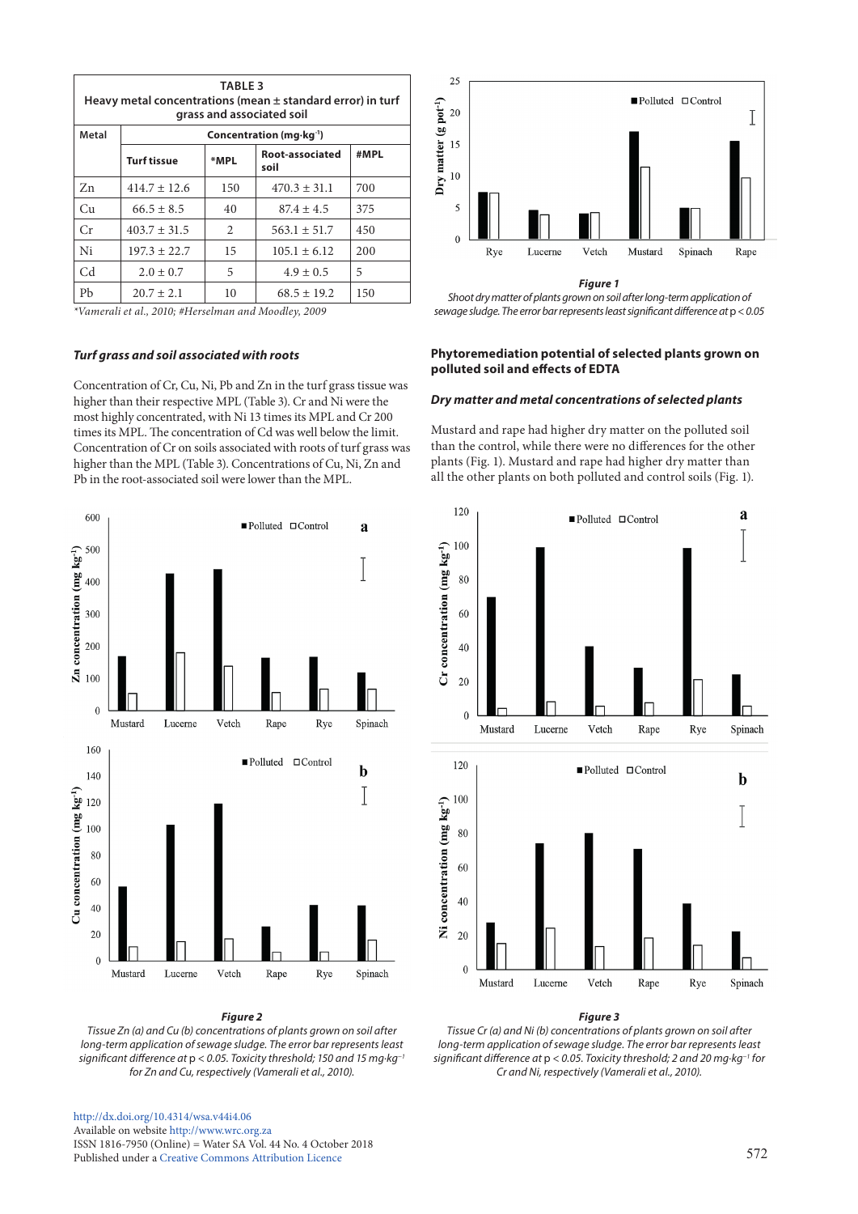**TABLE 3**
**Heavy metal concentrations (mean ± standard error) in turf grass and associated soil**

| Metal | Concentration (mg·kg⁻¹) | | | |
|---|---|---|---|---|
| | Turf tissue | *MPL | Root-associated soil | #MPL |
| Zn | 414.7 ± 12.6 | 150 | 470.3 ± 31.1 | 700 |
| Cu | 66.5 ± 8.5 | 40 | 87.4 ± 4.5 | 375 |
| Cr | 403.7 ± 31.5 | 2 | 563.1 ± 51.7 | 450 |
| Ni | 197.3 ± 22.7 | 15 | 105.1 ± 6.12 | 200 |
| Cd | 2.0 ± 0.7 | 5 | 4.9 ± 0.5 | 5 |
| Pb | 20.7 ± 2.1 | 10 | 68.5 ± 19.2 | 150 |

*Vamerali et al., 2010; #Herselman and Moodley, 2009

### *Turf grass and soil associated with roots*

Concentration of Cr, Cu, Ni, Pb and Zn in the turf grass tissue was higher than their respective MPL (Table 3). Cr and Ni were the most highly concentrated, with Ni 13 times its MPL and Cr 200 times its MPL. The concentration of Cd was well below the limit. Concentration of Cr on soils associated with roots of turf grass was higher than the MPL (Table 3). Concentrations of Cu, Ni, Zn and Pb in the root-associated soil were lower than the MPL.

**Figure 1**
*Shoot dry matter of plants grown on soil after long-term application of sewage sludge. The error bar represents least significant difference at* $p < 0.05$

## Phytoremediation potential of selected plants grown on polluted soil and effects of EDTA

### *Dry matter and metal concentrations of selected plants*

Mustard and rape had higher dry matter on the polluted soil than the control, while there were no differences for the other plants (Fig. 1). Mustard and rape had higher dry matter than all the other plants on both polluted and control soils (Fig. 1).

**Figure 2**
*Tissue Zn (a) and Cu (b) concentrations of plants grown on soil after long-term application of sewage sludge. The error bar represents least significant difference at* $p < 0.05$. *Toxicity threshold; 150 and 15 mg·kg*$^{-1}$ *for Zn and Cu, respectively (Vamerali et al., 2010).*

**Figure 3**
*Tissue Cr (a) and Ni (b) concentrations of plants grown on soil after long-term application of sewage sludge. The error bar represents least significant difference at* $p < 0.05$. *Toxicity threshold; 2 and 20 mg·kg*$^{-1}$ *for Cr and Ni, respectively (Vamerali et al., 2010).*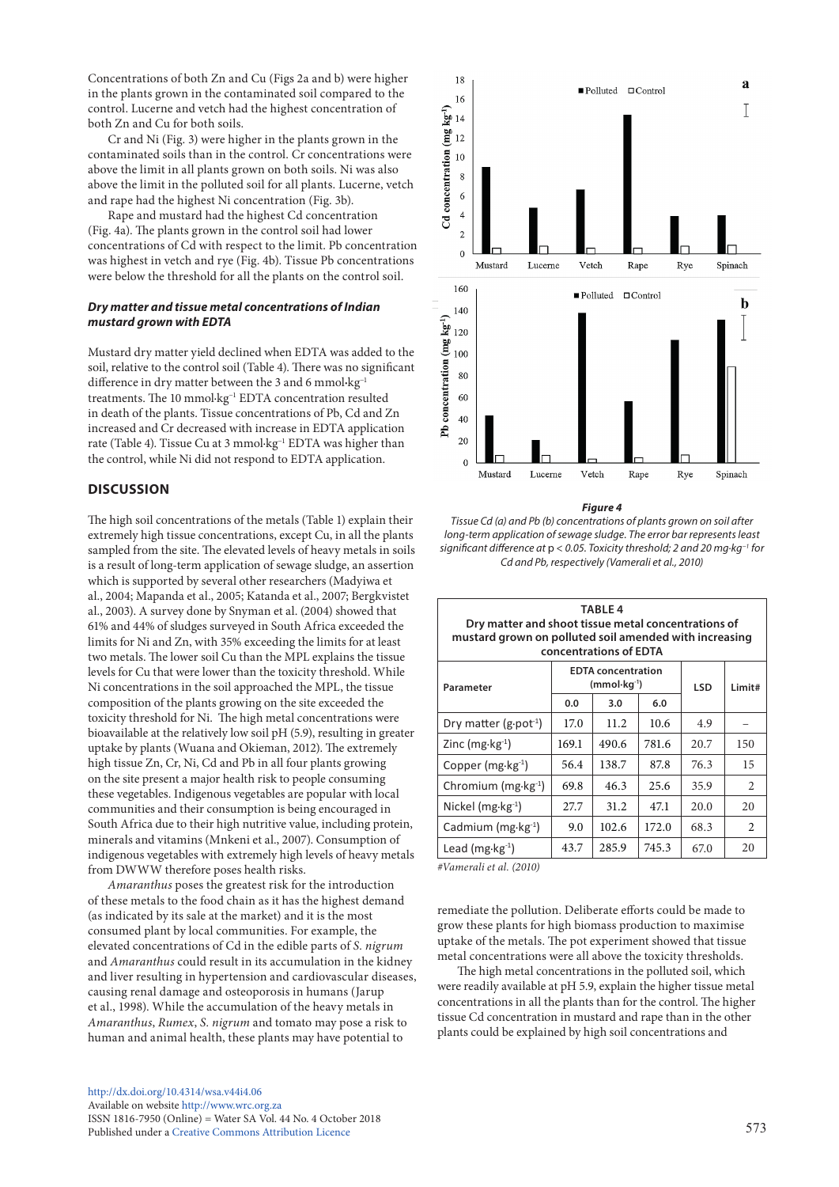Concentrations of both Zn and Cu (Figs 2a and b) were higher in the plants grown in the contaminated soil compared to the control. Lucerne and vetch had the highest concentration of both Zn and Cu for both soils.

Cr and Ni (Fig. 3) were higher in the plants grown in the contaminated soils than in the control. Cr concentrations were above the limit in all plants grown on both soils. Ni was also above the limit in the polluted soil for all plants. Lucerne, vetch and rape had the highest Ni concentration (Fig. 3b).

Rape and mustard had the highest Cd concentration (Fig. 4a). The plants grown in the control soil had lower concentrations of Cd with respect to the limit. Pb concentration was highest in vetch and rye (Fig. 4b). Tissue Pb concentrations were below the threshold for all the plants on the control soil.

### *Dry matter and tissue metal concentrations of Indian mustard grown with EDTA*

Mustard dry matter yield declined when EDTA was added to the soil, relative to the control soil (Table 4). There was no significant difference in dry matter between the 3 and 6 mmol·kg$^{-1}$ treatments. The 10 mmol·kg$^{-1}$ EDTA concentration resulted in death of the plants. Tissue concentrations of Pb, Cd and Zn increased and Cr decreased with increase in EDTA application rate (Table 4). Tissue Cu at 3 mmol·kg$^{-1}$ EDTA was higher than the control, while Ni did not respond to EDTA application.

## DISCUSSION

The high soil concentrations of the metals (Table 1) explain their extremely high tissue concentrations, except Cu, in all the plants sampled from the site. The elevated levels of heavy metals in soils is a result of long-term application of sewage sludge, an assertion which is supported by several other researchers (Madyiwa et al., 2004; Mapanda et al., 2005; Katanda et al., 2007; Bergkvistet al., 2003). A survey done by Snyman et al. (2004) showed that 61% and 44% of sludges surveyed in South Africa exceeded the limits for Ni and Zn, with 35% exceeding the limits for at least two metals. The lower soil Cu than the MPL explains the tissue levels for Cu that were lower than the toxicity threshold. While Ni concentrations in the soil approached the MPL, the tissue composition of the plants growing on the site exceeded the toxicity threshold for Ni. The high metal concentrations were bioavailable at the relatively low soil pH (5.9), resulting in greater uptake by plants (Wuana and Okieman, 2012). The extremely high tissue Zn, Cr, Ni, Cd and Pb in all four plants growing on the site present a major health risk to people consuming these vegetables. Indigenous vegetables are popular with local communities and their consumption is being encouraged in South Africa due to their high nutritive value, including protein, minerals and vitamins (Mnkeni et al., 2007). Consumption of indigenous vegetables with extremely high levels of heavy metals from DWWW therefore poses health risks.

*Amaranthus* poses the greatest risk for the introduction of these metals to the food chain as it has the highest demand (as indicated by its sale at the market) and it is the most consumed plant by local communities. For example, the elevated concentrations of Cd in the edible parts of *S. nigrum* and *Amaranthus* could result in its accumulation in the kidney and liver resulting in hypertension and cardiovascular diseases, causing renal damage and osteoporosis in humans (Jarup et al., 1998). While the accumulation of the heavy metals in *Amaranthus*, *Rumex*, *S. nigrum* and tomato may pose a risk to human and animal health, these plants may have potential to remediate the pollution. Deliberate efforts could be made to grow these plants for high biomass production to maximise uptake of the metals. The pot experiment showed that tissue metal concentrations were all above the toxicity thresholds.

The high metal concentrations in the polluted soil, which were readily available at pH 5.9, explain the higher tissue metal concentrations in all the plants than for the control. The higher tissue Cd concentration in mustard and rape than in the other plants could be explained by high soil concentrations and

***Figure 4***

*Tissue Cd (a) and Pb (b) concentrations of plants grown on soil after long-term application of sewage sludge. The error bar represents least significant difference at p < 0.05. Toxicity threshold; 2 and 20 mg·kg$^{-1}$ for Cd and Pb, respectively (Vamerali et al., 2010)*

**TABLE 4**
**Dry matter and shoot tissue metal concentrations of mustard grown on polluted soil amended with increasing concentrations of EDTA**

| Parameter | EDTA concentration (mmol·kg$^{-1}$) | | | LSD | Limit# |
|---|---|---|---|---|---|
| | 0.0 | 3.0 | 6.0 | | |
| Dry matter (g·pot$^{-1}$) | 17.0 | 11.2 | 10.6 | 4.9 | – |
| Zinc (mg·kg$^{-1}$) | 169.1 | 490.6 | 781.6 | 20.7 | 150 |
| Copper (mg·kg$^{-1}$) | 56.4 | 138.7 | 87.8 | 76.3 | 15 |
| Chromium (mg·kg$^{-1}$) | 69.8 | 46.3 | 25.6 | 35.9 | 2 |
| Nickel (mg·kg$^{-1}$) | 27.7 | 31.2 | 47.1 | 20.0 | 20 |
| Cadmium (mg·kg$^{-1}$) | 9.0 | 102.6 | 172.0 | 68.3 | 2 |
| Lead (mg·kg$^{-1}$) | 43.7 | 285.9 | 745.3 | 67.0 | 20 |

*#Vamerali et al. (2010)*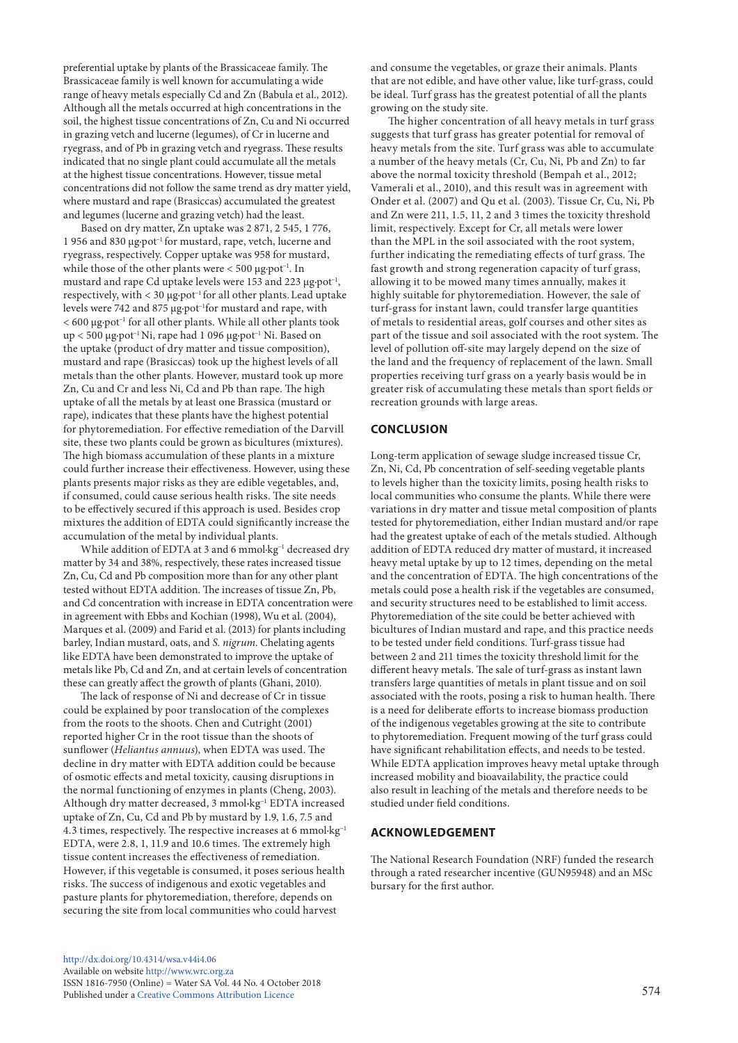preferential uptake by plants of the Brassicaceae family. The Brassicaceae family is well known for accumulating a wide range of heavy metals especially Cd and Zn (Babula et al., 2012). Although all the metals occurred at high concentrations in the soil, the highest tissue concentrations of Zn, Cu and Ni occurred in grazing vetch and lucerne (legumes), of Cr in lucerne and ryegrass, and of Pb in grazing vetch and ryegrass. These results indicated that no single plant could accumulate all the metals at the highest tissue concentrations. However, tissue metal concentrations did not follow the same trend as dry matter yield, where mustard and rape (Brasiccas) accumulated the greatest and legumes (lucerne and grazing vetch) had the least.

Based on dry matter, Zn uptake was 2 871, 2 545, 1 776, 1 956 and 830 μg·pot$^{-1}$ for mustard, rape, vetch, lucerne and ryegrass, respectively. Copper uptake was 958 for mustard, while those of the other plants were < 500 μg·pot$^{-1}$. In mustard and rape Cd uptake levels were 153 and 223 μg·pot$^{-1}$, respectively, with < 30 μg·pot$^{-1}$ for all other plants. Lead uptake levels were 742 and 875 μg·pot$^{-1}$for mustard and rape, with < 600 μg·pot$^{-1}$ for all other plants. While all other plants took up < 500 μg·pot$^{-1}$ Ni, rape had 1 096 μg·pot$^{-1}$ Ni. Based on the uptake (product of dry matter and tissue composition), mustard and rape (Brasiccas) took up the highest levels of all metals than the other plants. However, mustard took up more Zn, Cu and Cr and less Ni, Cd and Pb than rape. The high uptake of all the metals by at least one Brassica (mustard or rape), indicates that these plants have the highest potential for phytoremediation. For effective remediation of the Darvill site, these two plants could be grown as bicultures (mixtures). The high biomass accumulation of these plants in a mixture could further increase their effectiveness. However, using these plants presents major risks as they are edible vegetables, and, if consumed, could cause serious health risks. The site needs to be effectively secured if this approach is used. Besides crop mixtures the addition of EDTA could significantly increase the accumulation of the metal by individual plants.

While addition of EDTA at 3 and 6 mmol·kg$^{-1}$ decreased dry matter by 34 and 38%, respectively, these rates increased tissue Zn, Cu, Cd and Pb composition more than for any other plant tested without EDTA addition. The increases of tissue Zn, Pb, and Cd concentration with increase in EDTA concentration were in agreement with Ebbs and Kochian (1998), Wu et al. (2004), Marques et al. (2009) and Farid et al. (2013) for plants including barley, Indian mustard, oats, and *S. nigrum*. Chelating agents like EDTA have been demonstrated to improve the uptake of metals like Pb, Cd and Zn, and at certain levels of concentration these can greatly affect the growth of plants (Ghani, 2010).

The lack of response of Ni and decrease of Cr in tissue could be explained by poor translocation of the complexes from the roots to the shoots. Chen and Cutright (2001) reported higher Cr in the root tissue than the shoots of sunflower (*Helianthus annuus*), when EDTA was used. The decline in dry matter with EDTA addition could be because of osmotic effects and metal toxicity, causing disruptions in the normal functioning of enzymes in plants (Cheng, 2003). Although dry matter decreased, 3 mmol·kg$^{-1}$ EDTA increased uptake of Zn, Cu, Cd and Pb by mustard by 1.9, 1.6, 7.5 and 4.3 times, respectively. The respective increases at 6 mmol·kg$^{-1}$ EDTA, were 2.8, 1, 11.9 and 10.6 times. The extremely high tissue content increases the effectiveness of remediation. However, if this vegetable is consumed, it poses serious health risks. The success of indigenous and exotic vegetables and pasture plants for phytoremediation, therefore, depends on securing the site from local communities who could harvest and consume the vegetables, or graze their animals. Plants that are not edible, and have other value, like turf-grass, could be ideal. Turf grass has the greatest potential of all the plants growing on the study site.

The higher concentration of all heavy metals in turf grass suggests that turf grass has greater potential for removal of heavy metals from the site. Turf grass was able to accumulate a number of the heavy metals (Cr, Cu, Ni, Pb and Zn) to far above the normal toxicity threshold (Bempah et al., 2012; Vamerali et al., 2010), and this result was in agreement with Onder et al. (2007) and Qu et al. (2003). Tissue Cr, Cu, Ni, Pb and Zn were 211, 1.5, 11, 2 and 3 times the toxicity threshold limit, respectively. Except for Cr, all metals were lower than the MPL in the soil associated with the root system, further indicating the remediating effects of turf grass. The fast growth and strong regeneration capacity of turf grass, allowing it to be mowed many times annually, makes it highly suitable for phytoremediation. However, the sale of turf-grass for instant lawn, could transfer large quantities of metals to residential areas, golf courses and other sites as part of the tissue and soil associated with the root system. The level of pollution off-site may largely depend on the size of the land and the frequency of replacement of the lawn. Small properties receiving turf grass on a yearly basis would be in greater risk of accumulating these metals than sport fields or recreation grounds with large areas.

## CONCLUSION

Long-term application of sewage sludge increased tissue Cr, Zn, Ni, Cd, Pb concentration of self-seeding vegetable plants to levels higher than the toxicity limits, posing health risks to local communities who consume the plants. While there were variations in dry matter and tissue metal composition of plants tested for phytoremediation, either Indian mustard and/or rape had the greatest uptake of each of the metals studied. Although addition of EDTA reduced dry matter of mustard, it increased heavy metal uptake by up to 12 times, depending on the metal and the concentration of EDTA. The high concentrations of the metals could pose a health risk if the vegetables are consumed, and security structures need to be established to limit access. Phytoremediation of the site could be better achieved with bicultures of Indian mustard and rape, and this practice needs to be tested under field conditions. Turf-grass tissue had between 2 and 211 times the toxicity threshold limit for the different heavy metals. The sale of turf-grass as instant lawn transfers large quantities of metals in plant tissue and on soil associated with the roots, posing a risk to human health. There is a need for deliberate efforts to increase biomass production of the indigenous vegetables growing at the site to contribute to phytoremediation. Frequent mowing of the turf grass could have significant rehabilitation effects, and needs to be tested. While EDTA application improves heavy metal uptake through increased mobility and bioavailability, the practice could also result in leaching of the metals and therefore needs to be studied under field conditions.

## ACKNOWLEDGEMENT

The National Research Foundation (NRF) funded the research through a rated researcher incentive (GUN95948) and an MSc bursary for the first author.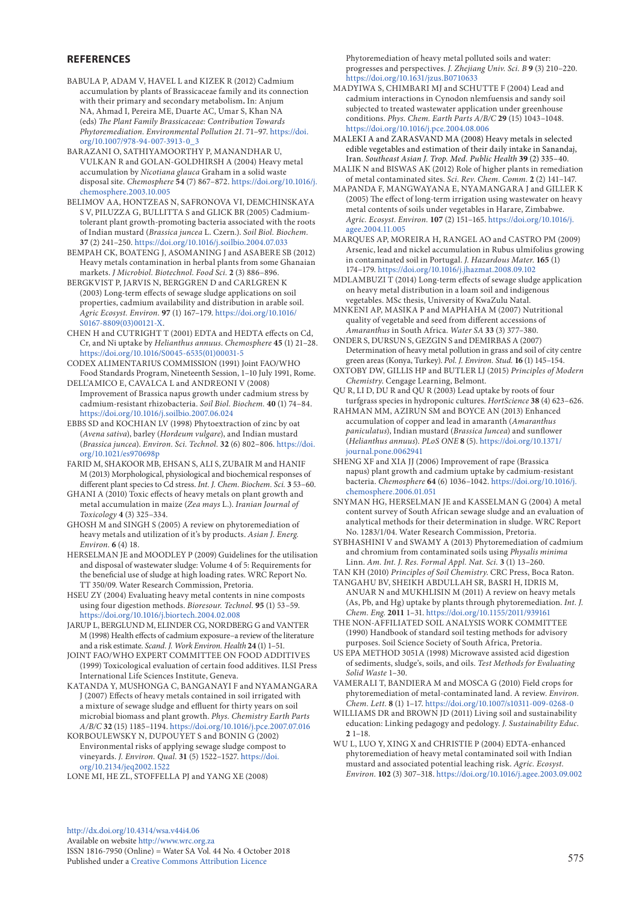## REFERENCES

BABULA P, ADAM V, HAVEL L and KIZEK R (2012) Cadmium accumulation by plants of Brassicaceae family and its connection with their primary and secondary metabolism. In: Anjum NA, Ahmad I, Pereira ME, Duarte AC, Umar S, Khan NA (eds) *The Plant Family Brassicaceae: Contribution Towards Phytoremediation. Environmental Pollution 21*. 71–97. https://doi.org/10.1007/978-94-007-3913-0_3

BARAZANI O, SATHIYAMOORTHY P, MANANDHAR U, VULKAN R and GOLAN-GOLDHIRSH A (2004) Heavy metal accumulation by *Nicotiana glauca* Graham in a solid waste disposal site. *Chemosphere* **54** (7) 867–872. https://doi.org/10.1016/j.chemosphere.2003.10.005

BELIMOV AA, HONTZEAS N, SAFRONOVA VI, DEMCHINSKAYA S V, PILUZZA G, BULLITTA S and GLICK BR (2005) Cadmium-tolerant plant growth-promoting bacteria associated with the roots of Indian mustard (*Brassica juncea* L. Czern.). *Soil Biol. Biochem.* **37** (2) 241–250. https://doi.org/10.1016/j.soilbio.2004.07.033

BEMPAH CK, BOATENG J, ASOMANING J and ASABERE SB (2012) Heavy metals contamination in herbal plants from some Ghanaian markets. *J Microbiol. Biotechnol. Food Sci.* **2** (3) 886–896.

BERGKVIST P, JARVIS N, BERGGREN D and CARLGREN K (2003) Long-term effects of sewage sludge applications on soil properties, cadmium availability and distribution in arable soil. *Agric Ecosyst. Environ.* **97** (1) 167–179. https://doi.org/10.1016/S0167-8809(03)00121-X.

CHEN H and CUTRIGHT T (2001) EDTA and HEDTA effects on Cd, Cr, and Ni uptake by *Helianthus annuus*. *Chemosphere* **45** (1) 21–28. https://doi.org/10.1016/S0045-6535(01)00031-5

CODEX ALIMENTARIUS COMMISSION (1991) Joint FAO/WHO Food Standards Program, Nineteenth Session, 1–10 July 1991, Rome.

DELL'AMICO E, CAVALCA L and ANDREONI V (2008) Improvement of Brassica napus growth under cadmium stress by cadmium-resistant rhizobacteria. *Soil Biol. Biochem.* **40** (1) 74–84. https://doi.org/10.1016/j.soilbio.2007.06.024

EBBS SD and KOCHIAN LV (1998) Phytoextraction of zinc by oat (*Avena sativa*), barley (*Hordeum vulgare*), and Indian mustard (*Brassica juncea*). *Environ. Sci. Technol.* **32** (6) 802–806. https://doi.org/10.1021/es970698p

FARID M, SHAKOOR MB, EHSAN S, ALI S, ZUBAIR M and HANIF M (2013) Morphological, physiological and biochemical responses of different plant species to Cd stress. *Int. J. Chem. Biochem. Sci.* **3** 53–60.

GHANI A (2010) Toxic effects of heavy metals on plant growth and metal accumulation in maize (*Zea mays* L.). *Iranian Journal of Toxicology* **4** (3) 325–334.

GHOSH M and SINGH S (2005) A review on phytoremediation of heavy metals and utilization of it's by products. *Asian J. Energ. Environ.* **6** (4) 18.

HERSELMAN JE and MOODLEY P (2009) Guidelines for the utilisation and disposal of wastewater sludge: Volume 4 of 5: Requirements for the beneficial use of sludge at high loading rates. WRC Report No. TT 350/09. Water Research Commission, Pretoria.

HSEU ZY (2004) Evaluating heavy metal contents in nine composts using four digestion methods. *Bioresour. Technol.* **95** (1) 53–59. https://doi.org/10.1016/j.biortech.2004.02.008

JARUP L, BERGLUND M, ELINDER CG, NORDBERG G and VANTER M (1998) Health effects of cadmium exposure–a review of the literature and a risk estimate. *Scand. J. Work Environ. Health* **24** (1) 1–51.

JOINT FAO/WHO EXPERT COMMITTEE ON FOOD ADDITIVES (1999) Toxicological evaluation of certain food additives. ILSI Press International Life Sciences Institute, Geneva.

KATANDA Y, MUSHONGA C, BANGANAYI F and NYAMANGARA J (2007) Effects of heavy metals contained in soil irrigated with a mixture of sewage sludge and effluent for thirty years on soil microbial biomass and plant growth. *Phys. Chemistry Earth Parts A/B/C* **32** (15) 1185–1194. https://doi.org/10.1016/j.pce.2007.07.016

KORBOULEWSKY N, DUPOUYET S and BONIN G (2002) Environmental risks of applying sewage sludge compost to vineyards. *J. Environ. Qual.* **31** (5) 1522–1527. https://doi.org/10.2134/jeq2002.1522

LONE MI, HE ZL, STOFFELLA PJ and YANG XE (2008) Phytoremediation of heavy metal polluted soils and water: progresses and perspectives. *J. Zhejiang Univ. Sci. B* **9** (3) 210–220. https://doi.org/10.1631/jzus.B0710633

MADYIWA S, CHIMBARI MJ and SCHUTTE F (2004) Lead and cadmium interactions in Cynodon nlemfuensis and sandy soil subjected to treated wastewater application under greenhouse conditions. *Phys. Chem. Earth Parts A/B/C* **29** (15) 1043–1048. https://doi.org/10.1016/j.pce.2004.08.006

MALEKI A and ZARASVAND MA (2008) Heavy metals in selected edible vegetables and estimation of their daily intake in Sanandaj, Iran. *Southeast Asian J. Trop. Med. Public Health* **39** (2) 335–40.

MALIK N and BISWAS AK (2012) Role of higher plants in remediation of metal contaminated sites. *Sci. Rev. Chem. Comm.* **2** (2) 141–147.

MAPANDA F, MANGWAYANA E, NYAMANGARA J and GILLER K (2005) The effect of long-term irrigation using wastewater on heavy metal contents of soils under vegetables in Harare, Zimbabwe. *Agric. Ecosyst. Environ.* **107** (2) 151–165. https://doi.org/10.1016/j.agee.2004.11.005

MARQUES AP, MOREIRA H, RANGEL AO and CASTRO PM (2009) Arsenic, lead and nickel accumulation in Rubus ulmifolius growing in contaminated soil in Portugal. *J. Hazardous Mater.* **165** (1) 174–179. https://doi.org/10.1016/j.jhazmat.2008.09.102

MDLAMBUZI T (2014) Long-term effects of sewage sludge application on heavy metal distribution in a loam soil and indigenous vegetables. MSc thesis, University of KwaZulu Natal.

MNKENI AP, MASIKA P and MAPHAHA M (2007) Nutritional quality of vegetable and seed from different accessions of *Amaranthus* in South Africa. *Water SA* **33** (3) 377–380.

ONDER S, DURSUN S, GEZGIN S and DEMIRBAS A (2007) Determination of heavy metal pollution in grass and soil of city centre green areas (Konya, Turkey). *Pol. J. Environ. Stud.* **16** (1) 145–154.

OXTOBY DW, GILLIS HP and BUTLER LJ (2015) *Principles of Modern Chemistry*. Cengage Learning, Belmont.

QU R, LI D, DU R and QU R (2003) Lead uptake by roots of four turfgrass species in hydroponic cultures. *HortScience* **38** (4) 623–626.

RAHMAN MM, AZIRUN SM and BOYCE AN (2013) Enhanced accumulation of copper and lead in amaranth (*Amaranthus paniculatus*), Indian mustard (*Brassica Juncea*) and sunflower (*Helianthus annuus*). *PLoS ONE* **8** (5). https://doi.org/10.1371/journal.pone.0062941

SHENG XF and XIA JJ (2006) Improvement of rape (Brassica napus) plant growth and cadmium uptake by cadmium-resistant bacteria. *Chemosphere* **64** (6) 1036–1042. https://doi.org/10.1016/j.chemosphere.2006.01.051

SNYMAN HG, HERSELMAN JE and KASSELMAN G (2004) A metal content survey of South African sewage sludge and an evaluation of analytical methods for their determination in sludge. WRC Report No. 1283/1/04. Water Research Commission, Pretoria.

SYBHASHINI V and SWAMY A (2013) Phytoremediation of cadmium and chromium from contaminated soils using *Physalis minima* Linn. *Am. Int. J. Res. Formal Appl. Nat. Sci.* **3** (1) 13–260.

TAN KH (2010) *Principles of Soil Chemistry*. CRC Press, Boca Raton.

TANGAHU BV, SHEIKH ABDULLAH SR, BASRI H, IDRIS M, ANUAR N and MUKHLISIN M (2011) A review on heavy metals (As, Pb, and Hg) uptake by plants through phytoremediation. *Int. J. Chem. Eng.* **2011** 1–31. https://doi.org/10.1155/2011/939161

THE NON-AFFILIATED SOIL ANALYSIS WORK COMMITTEE (1990) Handbook of standard soil testing methods for advisory purposes. Soil Science Society of South Africa, Pretoria.

US EPA METHOD 3051A (1998) Microwave assisted acid digestion of sediments, sludge's, soils, and oils. *Test Methods for Evaluating Solid Waste* 1–30.

VAMERALI T, BANDIERA M and MOSCA G (2010) Field crops for phytoremediation of metal-contaminated land. A review. *Environ. Chem. Lett.* **8** (1) 1–17. https://doi.org/10.1007/s10311-009-0268-0

WILLIAMS DR and BROWN JD (2011) Living soil and sustainability education: Linking pedagogy and pedology. *J. Sustainability Educ.* **2** 1–18.

WU L, LUO Y, XING X and CHRISTIE P (2004) EDTA-enhanced phytoremediation of heavy metal contaminated soil with Indian mustard and associated potential leaching risk. *Agric. Ecosyst. Environ.* **102** (3) 307–318. https://doi.org/10.1016/j.agee.2003.09.002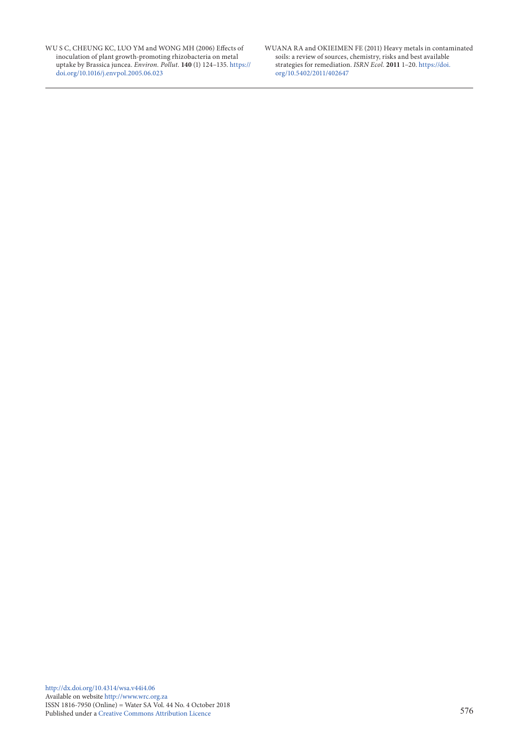WU S C, CHEUNG KC, LUO YM and WONG MH (2006) Effects of inoculation of plant growth-promoting rhizobacteria on metal uptake by Brassica juncea. *Environ. Pollut.* **140** (1) 124–135. https://doi.org/10.1016/j.envpol.2005.06.023

WUANA RA and OKIEIMEN FE (2011) Heavy metals in contaminated soils: a review of sources, chemistry, risks and best available strategies for remediation. *ISRN Ecol.* **2011** 1–20. https://doi.org/10.5402/2011/402647